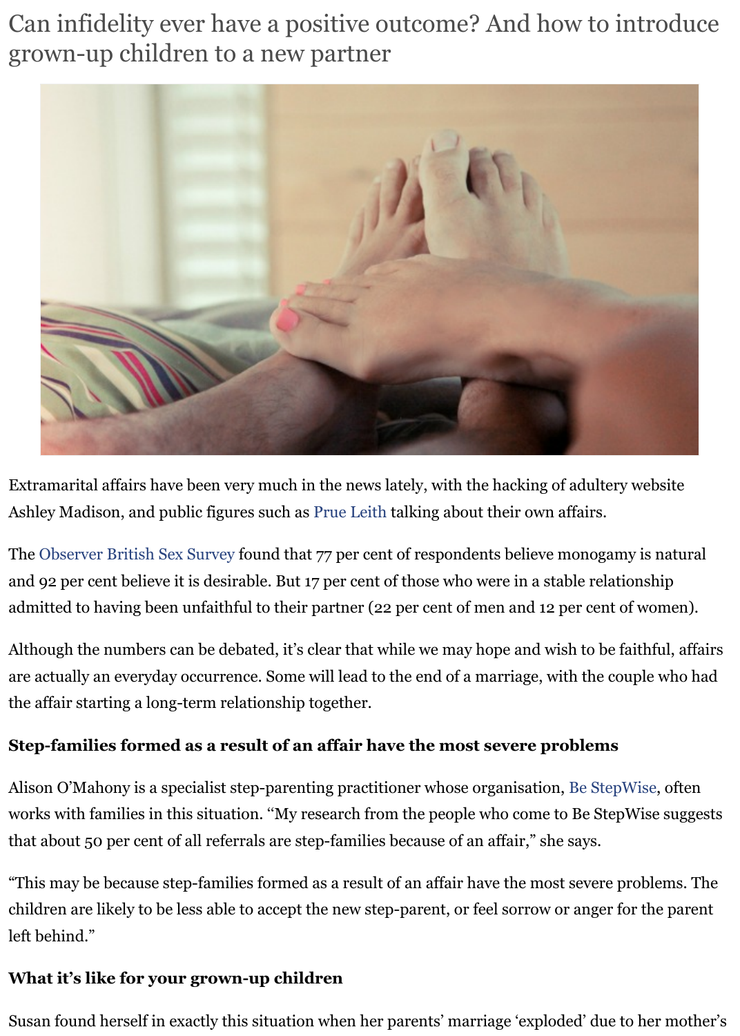# Can infidelity ever have a positive outcome? And how to introduce grown-up children to a new partner

Extramarital affairs have been very much in the news lately, with the hacking of adultery website Ashley Madison, and public figures such as Prue Leith talking about their own affairs.

The Observer British Sex Survey found that 77 per cent of respondents believe monogamy is natural and 92 per cent believe it is desirable. But 17 per cent of those who were in a stable relationship admitted to having been unfaithful to their partner (22 per cent of men and 12 per cent of women).

Although the numbers can be debated, it's clear that while we may hope and wish to be faithful, affairs are actually an everyday occurrence. Some will lead to the end of a marriage, with the couple who had the affair starting a long-term relationship together.

**Step-families formed as a result of an affair have the most severe problems**

Alison O'Mahony is a specialist step-parenting practitioner whose organisation, Be StepWise, often works with families in this situation. "My research from the people who come to Be StepWise suggests that about 50 per cent of all referrals are step-families because of an affair," she says.

"This may be because step-families formed as a result of an affair have the most severe problems. The children are likely to be less able to accept the new step-parent, or feel sorrow or anger for the parent left behind."

**What it's like for your grown-up children**

Susan found herself in exactly this situation when her parents' marriage 'exploded' due to her mother's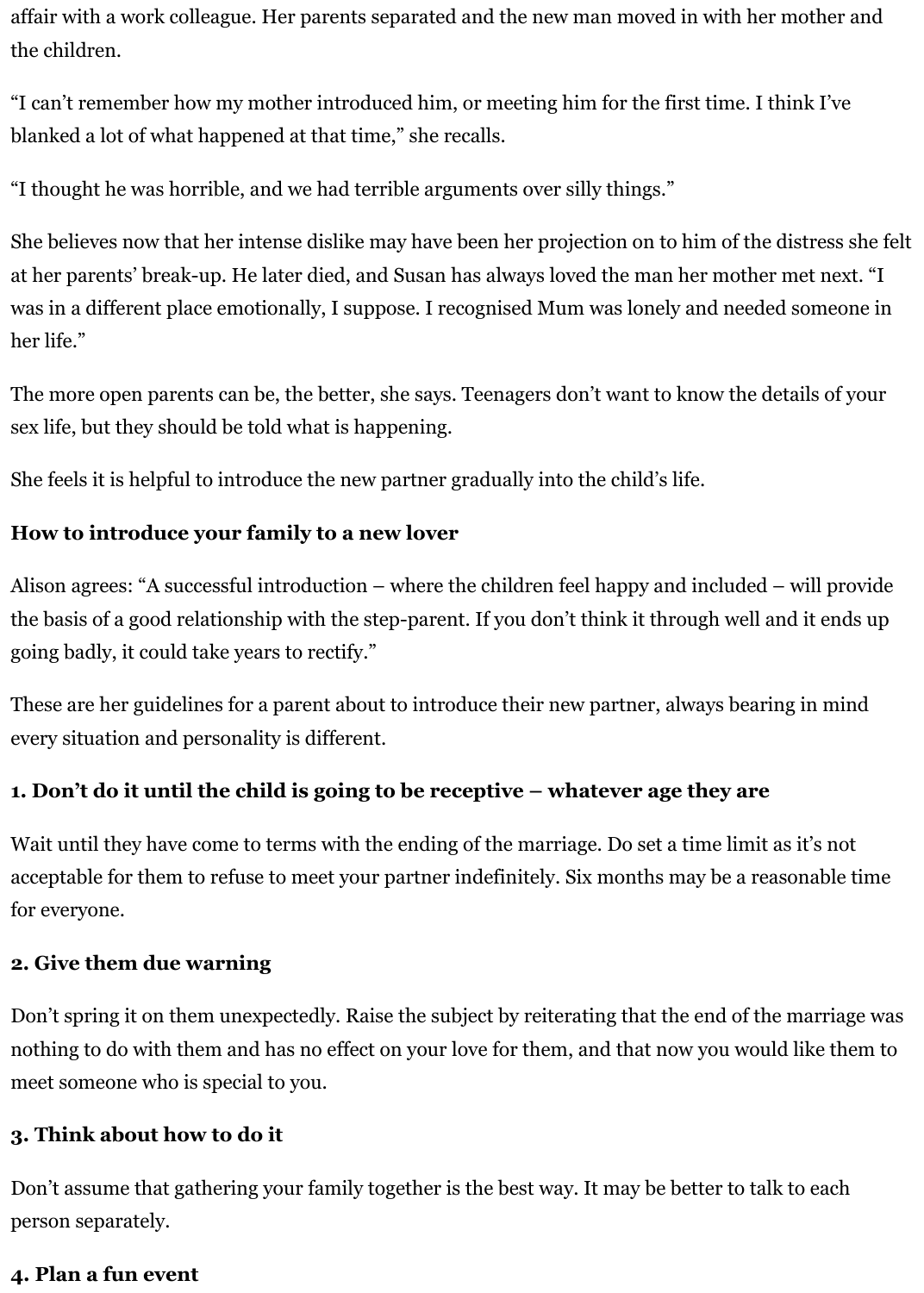affair with a work colleague. Her parents separated and the new man moved in with her mother and the children.

"I can't remember how my mother introduced him, or meeting him for the first time. I think I've blanked a lot of what happened at that time," she recalls.

"I thought he was horrible, and we had terrible arguments over silly things."

She believes now that her intense dislike may have been her projection on to him of the distress she felt at her parents' break-up. He later died, and Susan has always loved the man her mother met next. "I was in a different place emotionally, I suppose. I recognised Mum was lonely and needed someone in her life."

The more open parents can be, the better, she says. Teenagers don't want to know the details of your sex life, but they should be told what is happening.

She feels it is helpful to introduce the new partner gradually into the child's life.

**How to introduce your family to a new lover**

Alison agrees: "A successful introduction – where the children feel happy and included – will provide the basis of a good relationship with the step-parent. If you don't think it through well and it ends up going badly, it could take years to rectify."

These are her guidelines for a parent about to introduce their new partner, always bearing in mind every situation and personality is different.

**1. Don't do it until the child is going to be receptive – whatever age they are**

Wait until they have come to terms with the ending of the marriage. Do set a time limit as it's not acceptable for them to refuse to meet your partner indefinitely. Six months may be a reasonable time for everyone.

**2. Give them due warning**

Don't spring it on them unexpectedly. Raise the subject by reiterating that the end of the marriage was nothing to do with them and has no effect on your love for them, and that now you would like them to meet someone who is special to you.

**3. Think about how to do it**

Don't assume that gathering your family together is the best way. It may be better to talk to each person separately.

**4. Plan a fun event**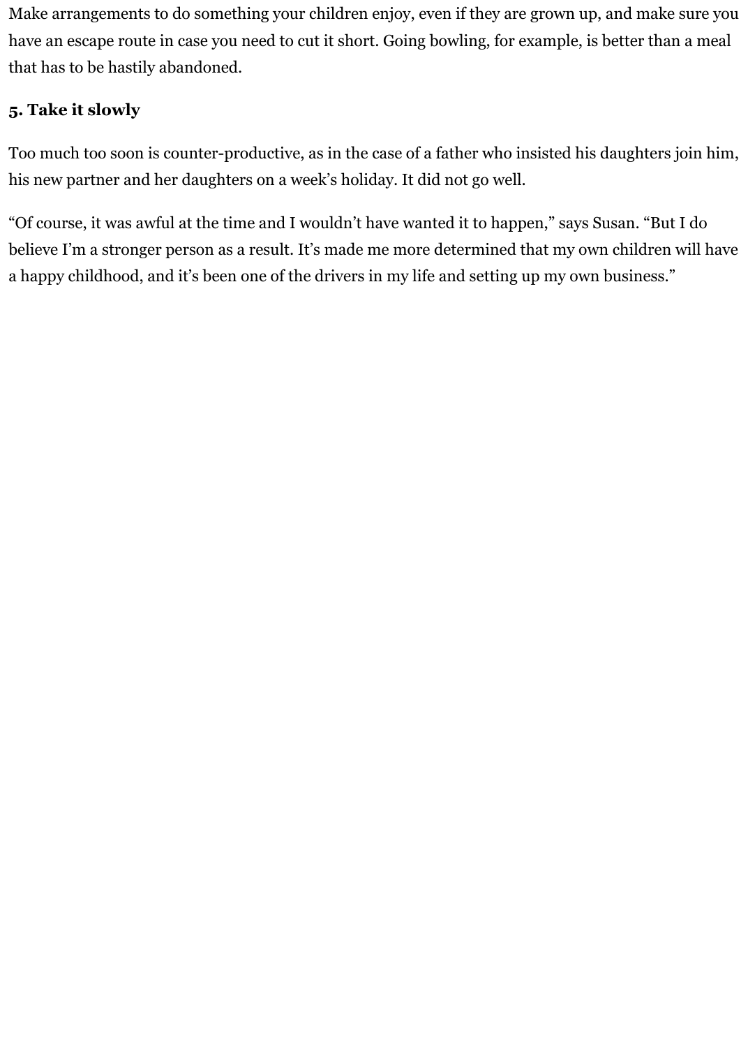Make arrangements to do something your children enjoy, even if they are grown up, and make sure you have an escape route in case you need to cut it short. Going bowling, for example, is better than a meal that has to be hastily abandoned.

### 5. Take it slowly

Too much too soon is counter-productive, as in the case of a father who insisted his daughters join him, his new partner and her daughters on a week's holiday. It did not go well.

"Of course, it was awful at the time and I wouldn't have wanted it to happen," says Susan. "But I do believe I'm a stronger person as a result. It's made me more determined that my own children will have a happy childhood, and it's been one of the drivers in my life and setting up my own business."